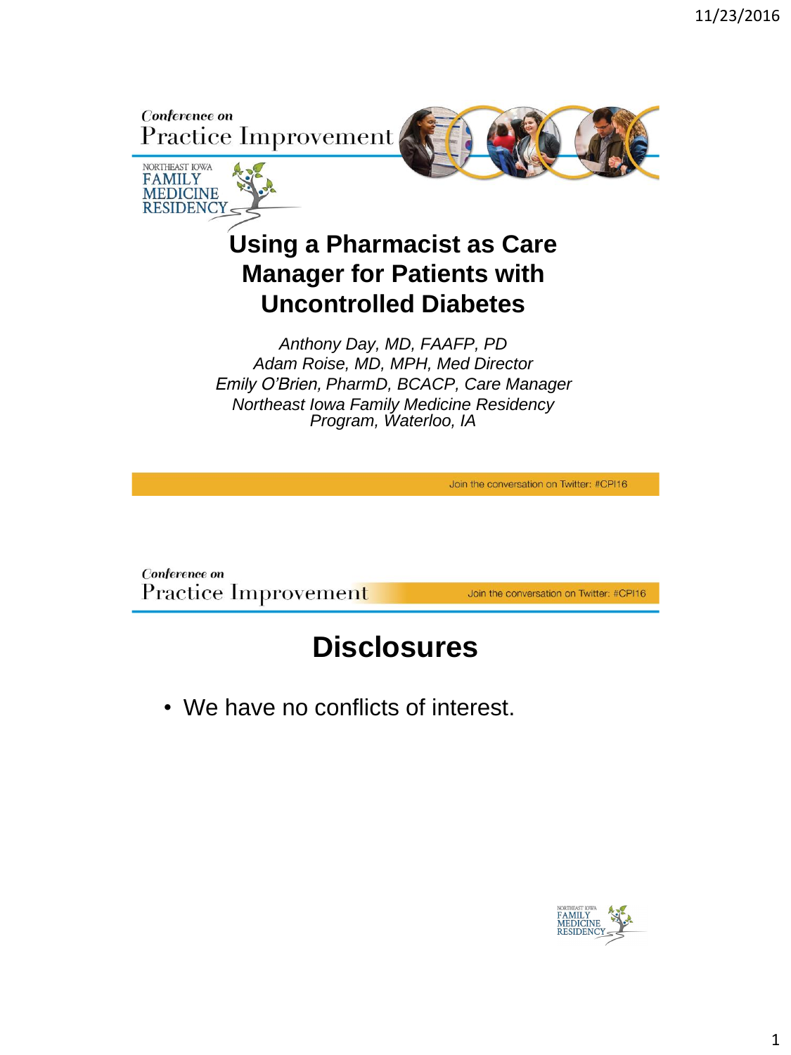Conference on Practice Improvement

NORTHEAST IOWA FAMILY MEDICINE RESIDENCY

# Using a Pharmacist as Care Manager for Patients with Uncontrolled Diabetes

*Anthony Day, MD, FAAFP, PD*
*Adam Roise, MD, MPH, Med Director*
*Emily O'Brien, PharmD, BCACP, Care Manager*
*Northeast Iowa Family Medicine Residency Program, Waterloo, IA*

Join the conversation on Twitter: #CPI16

Conference on Practice Improvement

Join the conversation on Twitter: #CPI16

# Disclosures

- We have no conflicts of interest.

NORTHEAST IOWA FAMILY MEDICINE RESIDENCY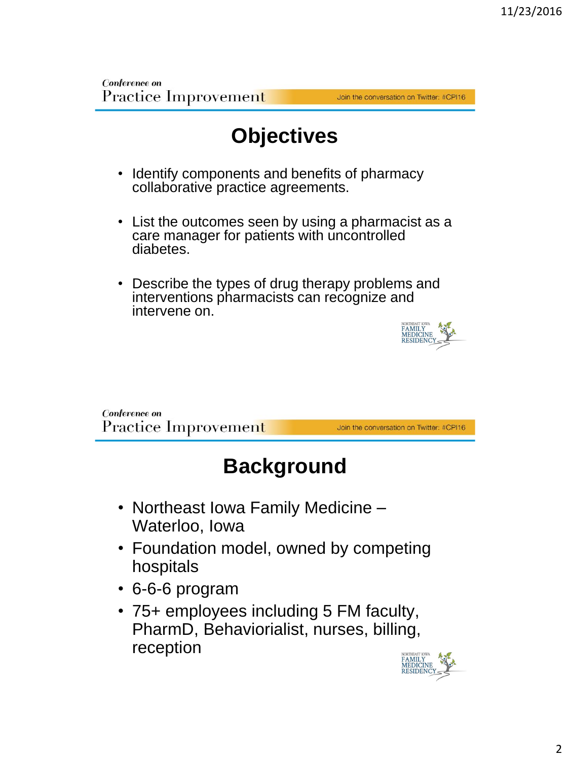## Objectives

- Identify components and benefits of pharmacy collaborative practice agreements.
- List the outcomes seen by using a pharmacist as a care manager for patients with uncontrolled diabetes.
- Describe the types of drug therapy problems and interventions pharmacists can recognize and intervene on.

## Background

- Northeast Iowa Family Medicine – Waterloo, Iowa
- Foundation model, owned by competing hospitals
- 6-6-6 program
- 75+ employees including 5 FM faculty, PharmD, Behaviorialist, nurses, billing, reception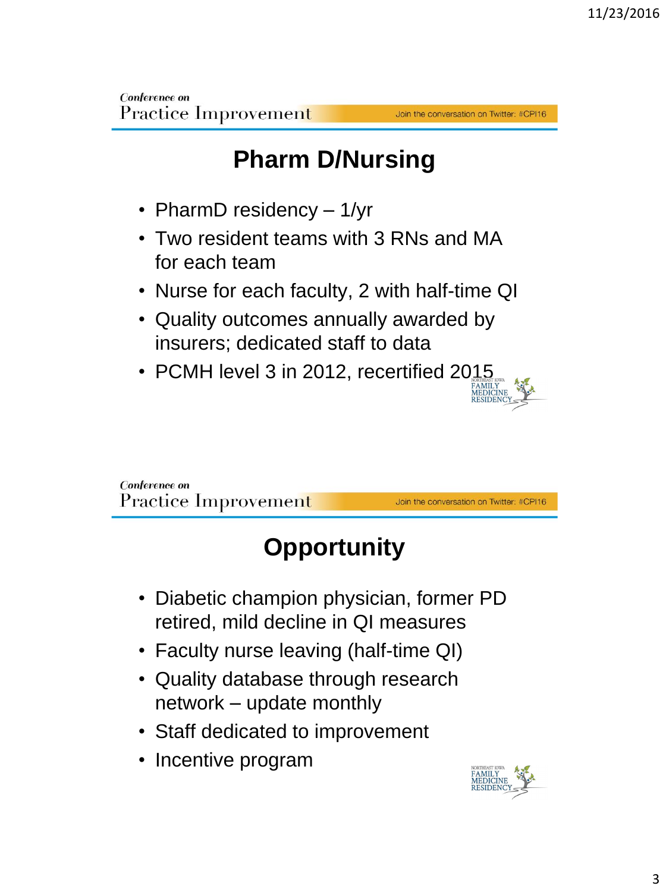# Pharm D/Nursing

- PharmD residency – 1/yr
- Two resident teams with 3 RNs and MA for each team
- Nurse for each faculty, 2 with half-time QI
- Quality outcomes annually awarded by insurers; dedicated staff to data
- PCMH level 3 in 2012, recertified 2015

# Opportunity

- Diabetic champion physician, former PD retired, mild decline in QI measures
- Faculty nurse leaving (half-time QI)
- Quality database through research network – update monthly
- Staff dedicated to improvement
- Incentive program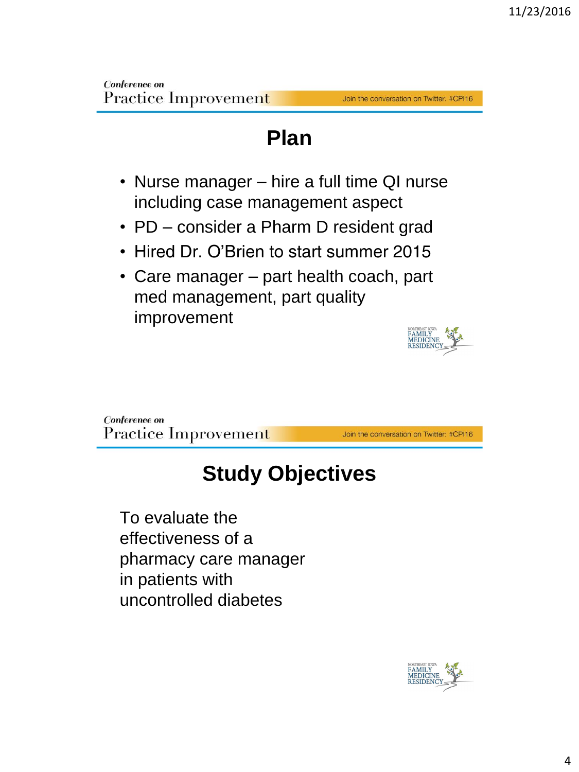# Plan

- Nurse manager – hire a full time QI nurse including case management aspect
- PD – consider a Pharm D resident grad
- Hired Dr. O'Brien to start summer 2015
- Care manager – part health coach, part med management, part quality improvement

# Study Objectives

To evaluate the effectiveness of a pharmacy care manager in patients with uncontrolled diabetes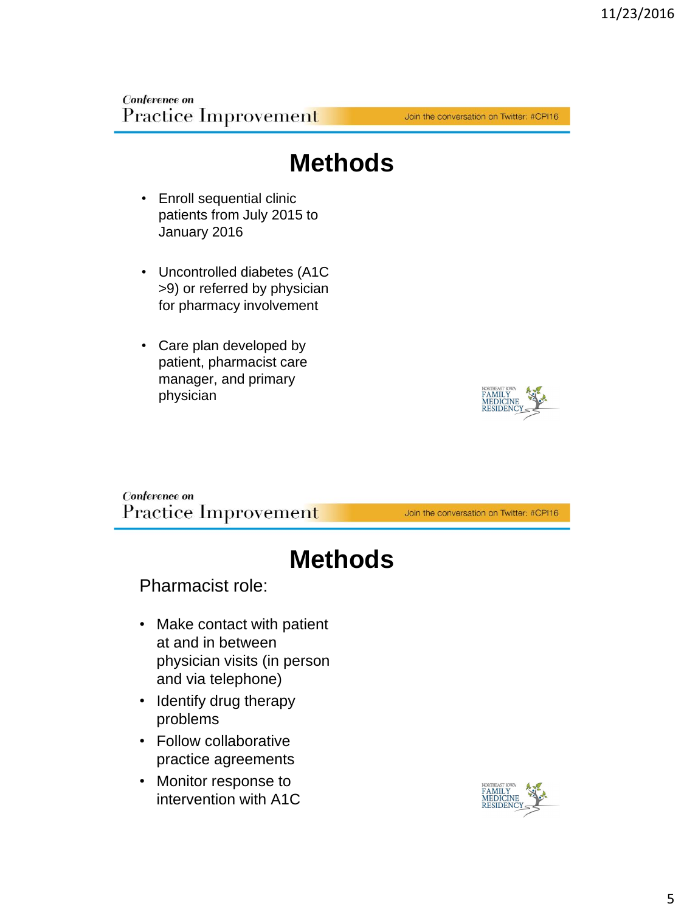# Methods

- Enroll sequential clinic patients from July 2015 to January 2016
- Uncontrolled diabetes (A1C >9) or referred by physician for pharmacy involvement
- Care plan developed by patient, pharmacist care manager, and primary physician

# Methods

Pharmacist role:

- Make contact with patient at and in between physician visits (in person and via telephone)
- Identify drug therapy problems
- Follow collaborative practice agreements
- Monitor response to intervention with A1C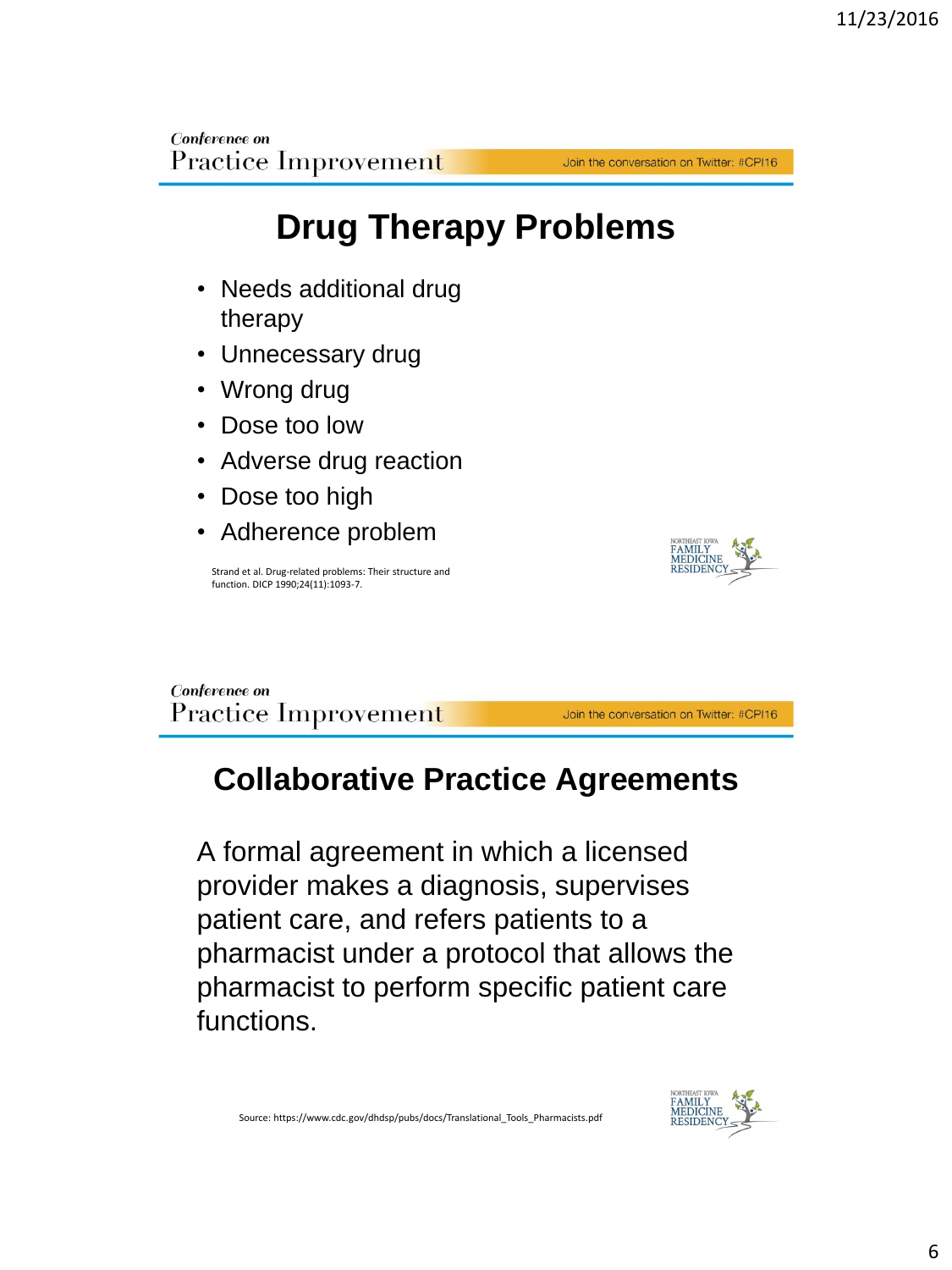## Drug Therapy Problems

- Needs additional drug therapy
- Unnecessary drug
- Wrong drug
- Dose too low
- Adverse drug reaction
- Dose too high
- Adherence problem

Strand et al. Drug-related problems: Their structure and function. DICP 1990;24(11):1093-7.

## Collaborative Practice Agreements

A formal agreement in which a licensed provider makes a diagnosis, supervises patient care, and refers patients to a pharmacist under a protocol that allows the pharmacist to perform specific patient care functions.

Source: https://www.cdc.gov/dhdsp/pubs/docs/Translational_Tools_Pharmacists.pdf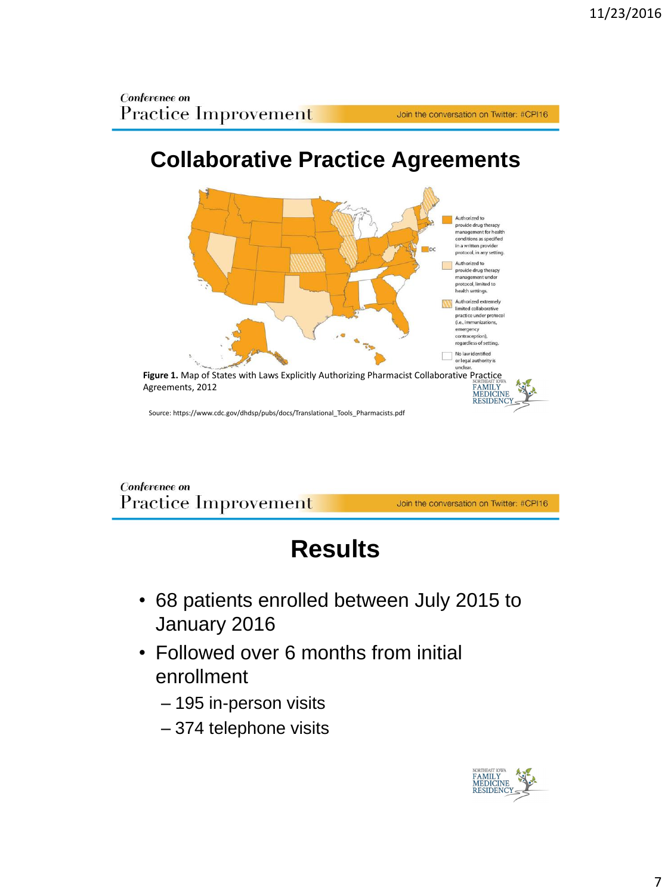## Collaborative Practice Agreements

- Authorized to provide drug therapy management for health conditions as specified in a written provider protocol, in any setting.
- Authorized to provide drug therapy management under protocol, limited to health settings.
- Authorized extremely limited collaborative practice under protocol (i.e., immunizations, emergency contraception), regardless of setting.
- No law identified or legal authority is unclear.

**Figure 1.** Map of States with Laws Explicitly Authorizing Pharmacist Collaborative Practice Agreements, 2012

Source: https://www.cdc.gov/dhdsp/pubs/docs/Translational_Tools_Pharmacists.pdf

## Results

- 68 patients enrolled between July 2015 to January 2016
- Followed over 6 months from initial enrollment
  - 195 in-person visits
  - 374 telephone visits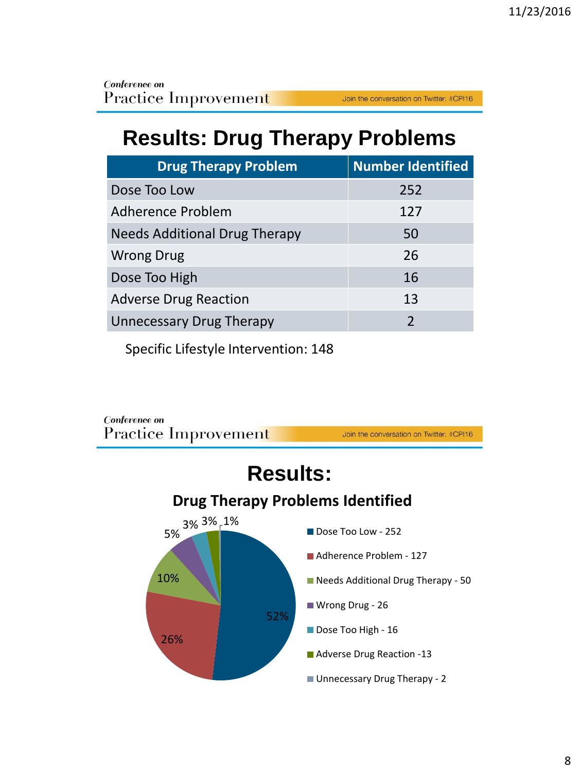Conference on Practice Improvement — Join the conversation on Twitter: #CPI16

# Results: Drug Therapy Problems

| Drug Therapy Problem | Number Identified |
|---|---|
| Dose Too Low | 252 |
| Adherence Problem | 127 |
| Needs Additional Drug Therapy | 50 |
| Wrong Drug | 26 |
| Dose Too High | 16 |
| Adverse Drug Reaction | 13 |
| Unnecessary Drug Therapy | 2 |

Specific Lifestyle Intervention: 148

Conference on Practice Improvement — Join the conversation on Twitter: #CPI16

# Results:

## Drug Therapy Problems Identified

- Dose Too Low - 252 (52%)
- Adherence Problem - 127 (26%)
- Needs Additional Drug Therapy - 50 (10%)
- Wrong Drug - 26 (5%)
- Dose Too High - 16 (3%)
- Adverse Drug Reaction -13 (3%)
- Unnecessary Drug Therapy - 2 (1%)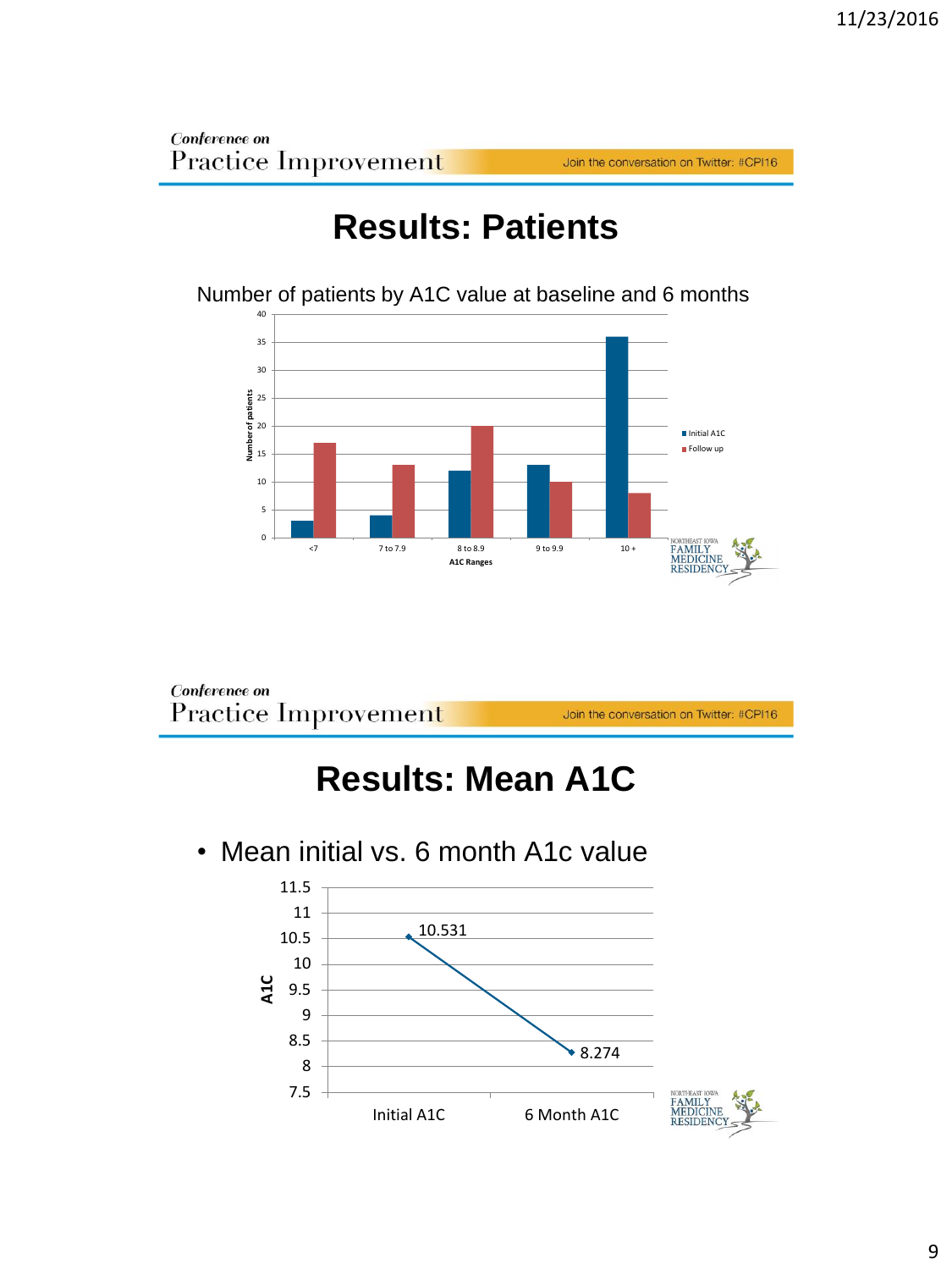# Results: Patients

Number of patients by A1C value at baseline and 6 months

| A1C Ranges | Initial A1C | Follow up |
|---|---|---|
| <7 | 3 | 17 |
| 7 to 7.9 | 4 | 13 |
| 8 to 8.9 | 12 | 20 |
| 9 to 9.9 | 13 | 10 |
| 10 + | 36 | 8 |

# Results: Mean A1C

- Mean initial vs. 6 month A1c value

| | A1C |
|---|---|
| Initial A1C | 10.531 |
| 6 Month A1C | 8.274 |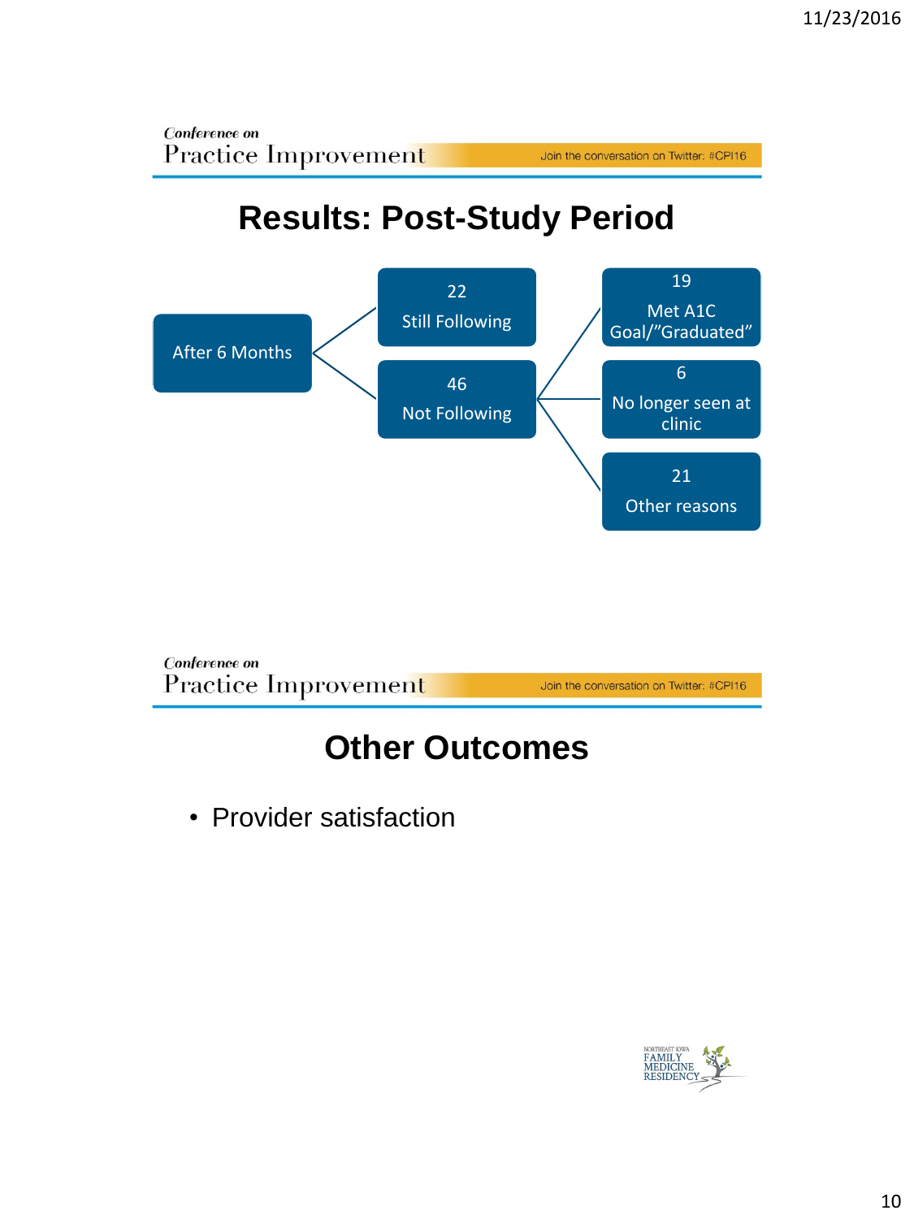# Results: Post-Study Period

- After 6 Months
  - 22 Still Following
  - 46 Not Following
    - 19 Met A1C Goal/"Graduated"
    - 6 No longer seen at clinic
    - 21 Other reasons

# Other Outcomes

- Provider satisfaction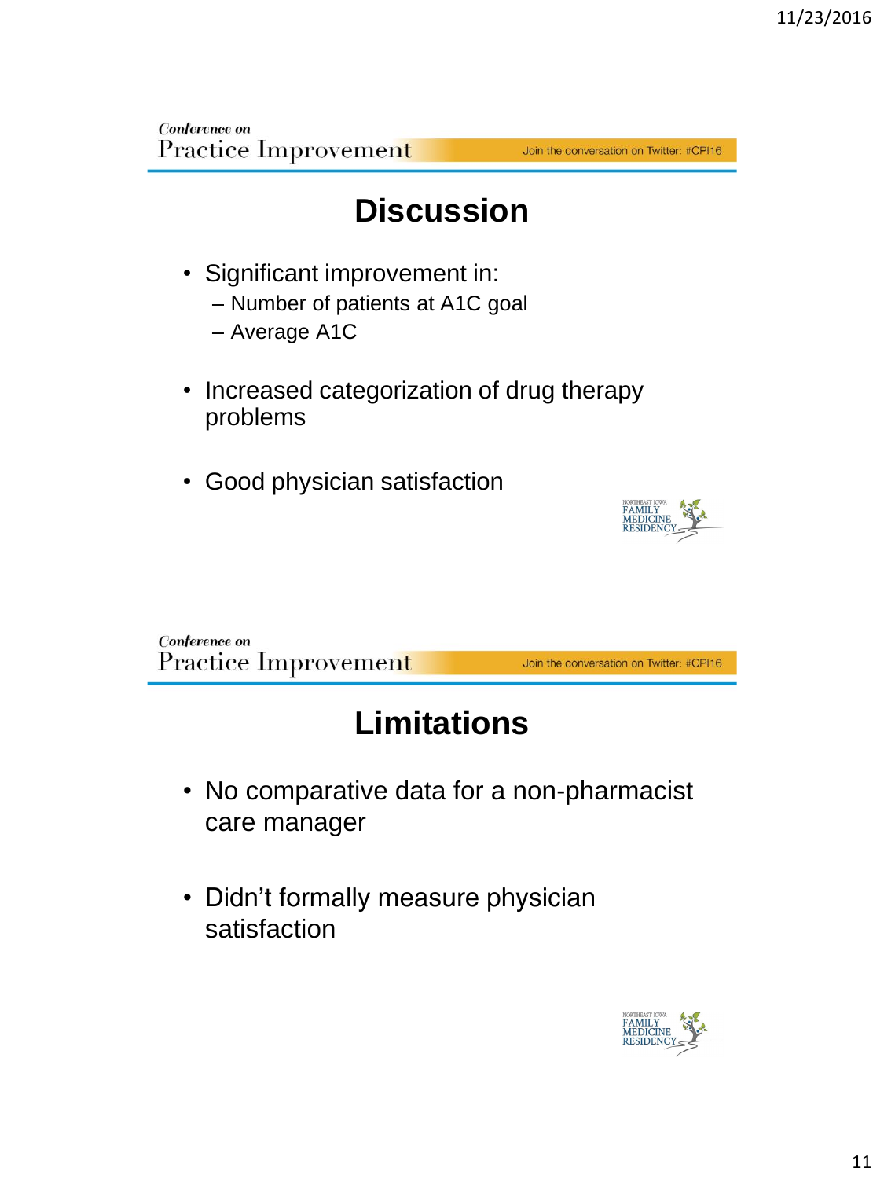# Discussion

- Significant improvement in:
  - Number of patients at A1C goal
  - Average A1C
- Increased categorization of drug therapy problems
- Good physician satisfaction

# Limitations

- No comparative data for a non-pharmacist care manager
- Didn't formally measure physician satisfaction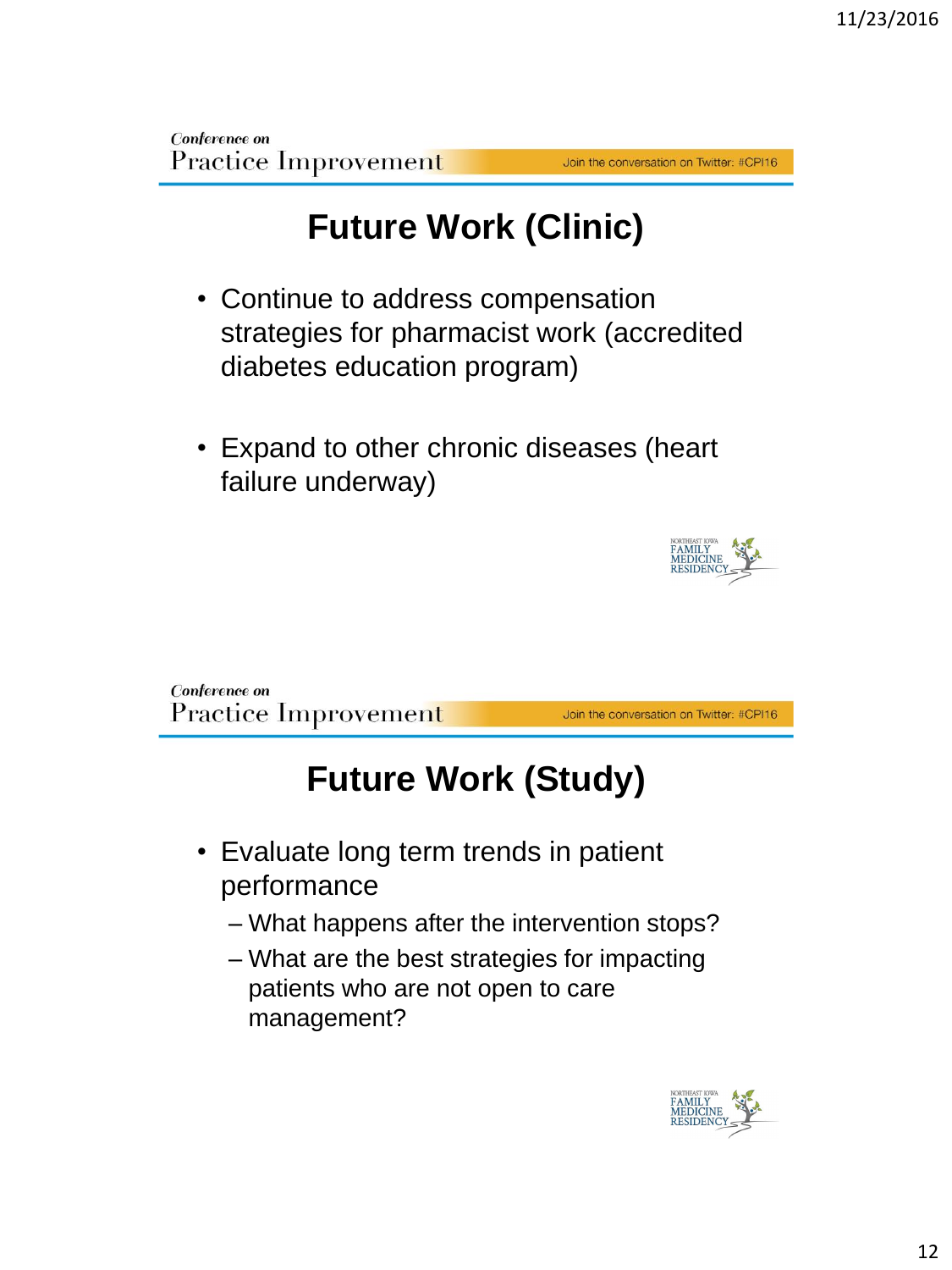# Future Work (Clinic)

- Continue to address compensation strategies for pharmacist work (accredited diabetes education program)
- Expand to other chronic diseases (heart failure underway)

# Future Work (Study)

- Evaluate long term trends in patient performance
  - What happens after the intervention stops?
  - What are the best strategies for impacting patients who are not open to care management?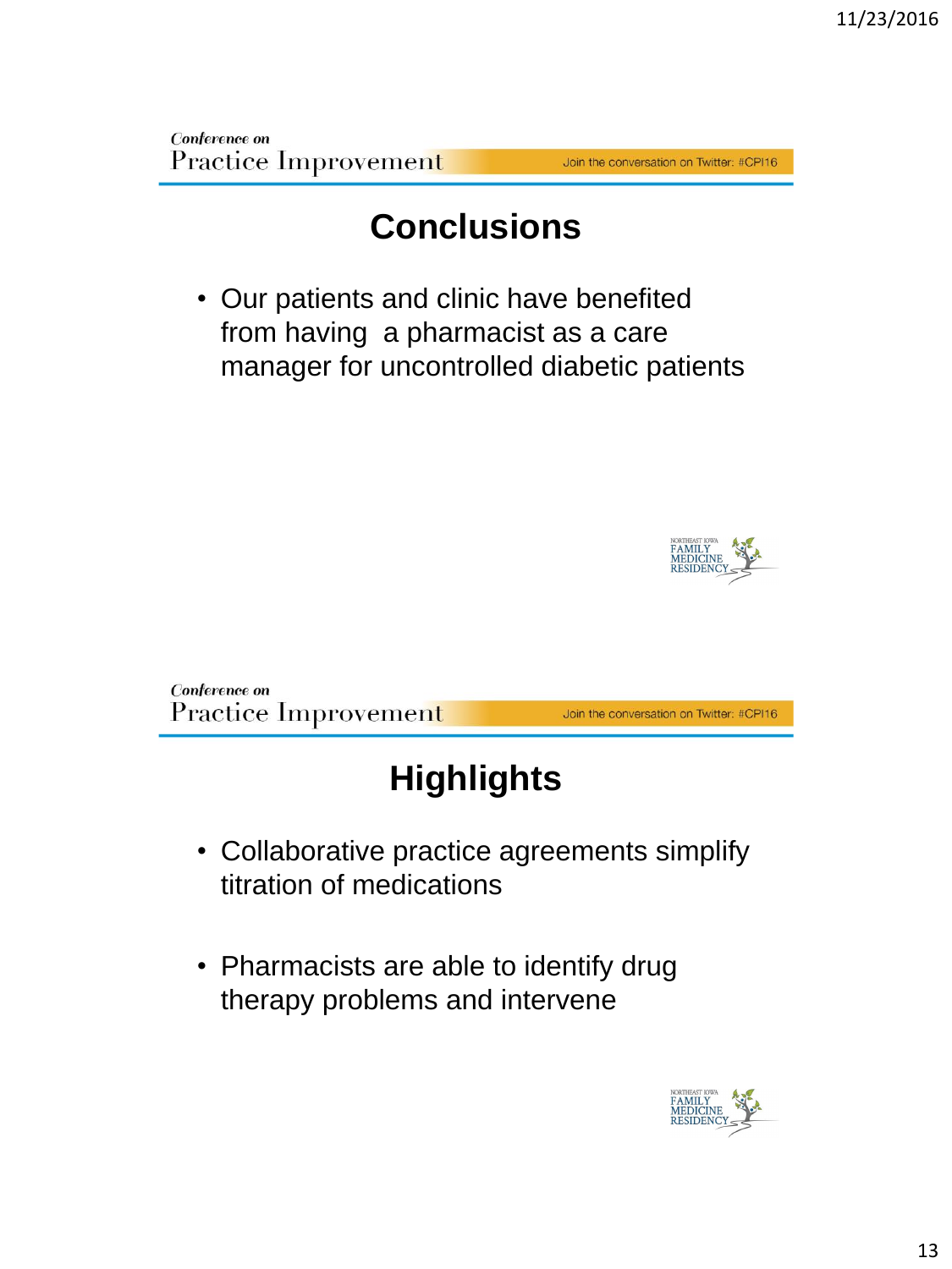## Conclusions

- Our patients and clinic have benefited from having a pharmacist as a care manager for uncontrolled diabetic patients

## Highlights

- Collaborative practice agreements simplify titration of medications
- Pharmacists are able to identify drug therapy problems and intervene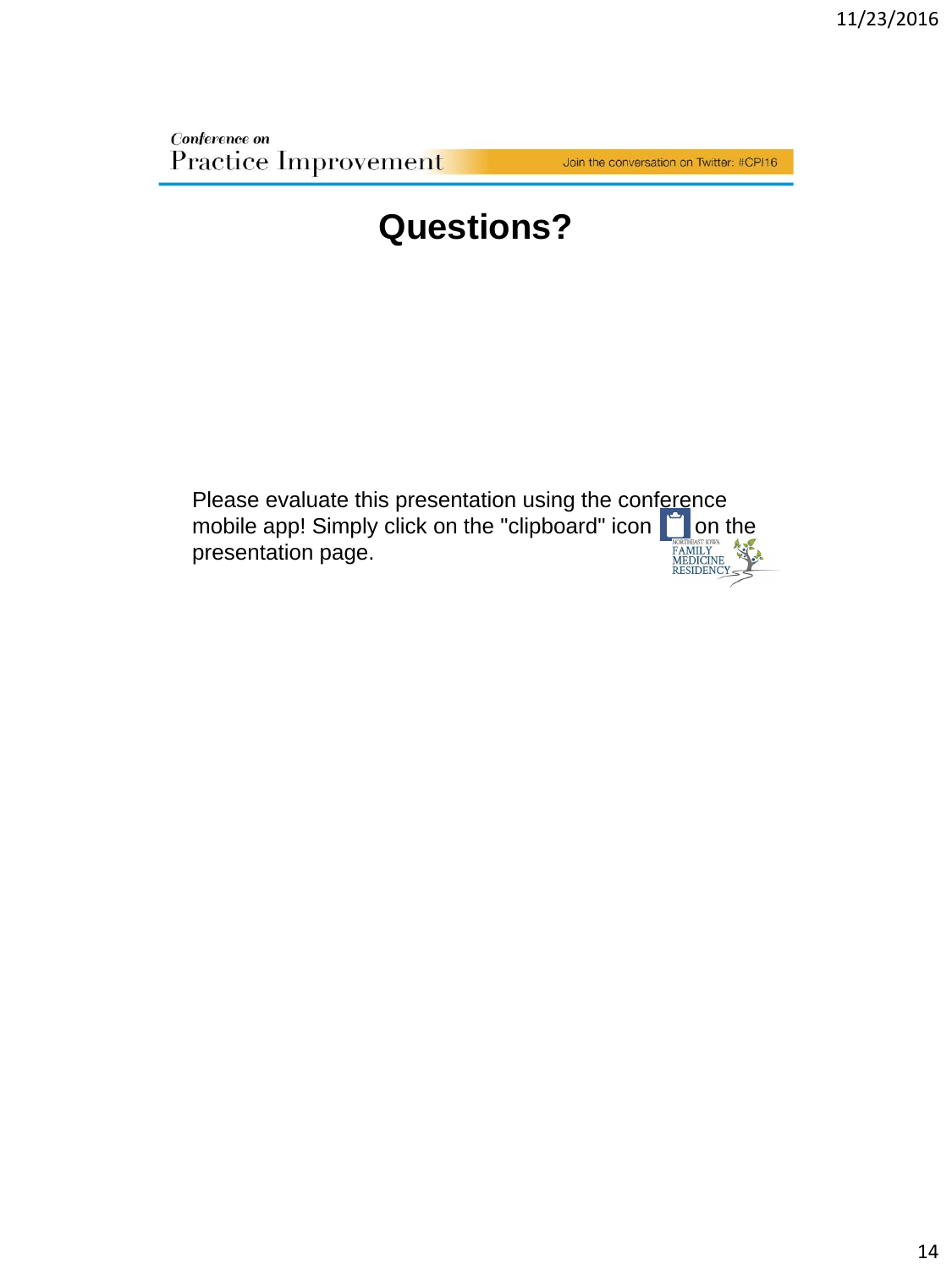Conference on
Practice Improvement

Join the conversation on Twitter: #CPI16

# Questions?

Please evaluate this presentation using the conference mobile app! Simply click on the "clipboard" icon on the presentation page.

NORTHEAST IOWA
FAMILY
MEDICINE
RESIDENCY